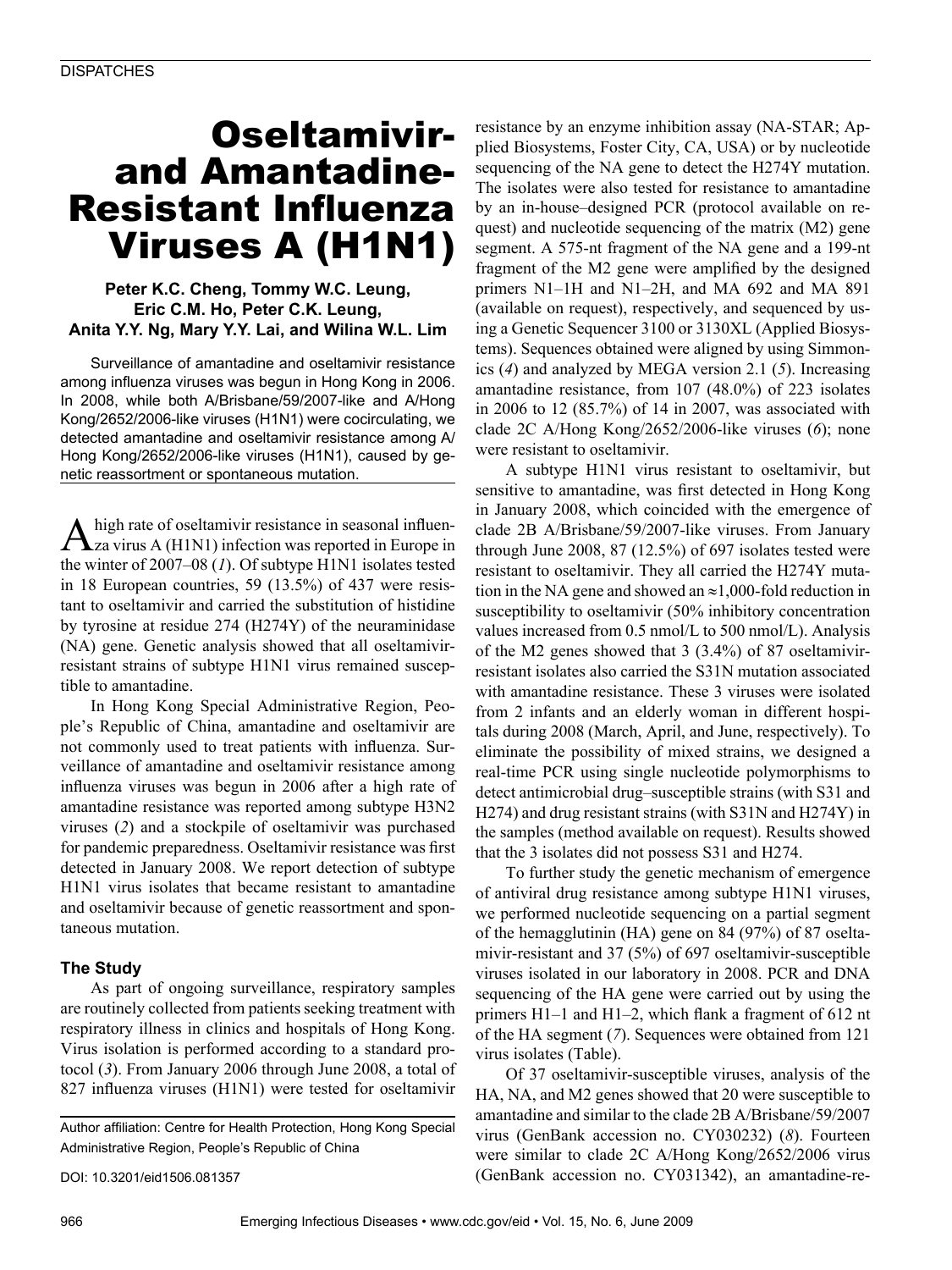DISPATCHES

# Oseltamivir- and Amantadine-Resistant Influenza Viruses A (H1N1)

**Peter K.C. Cheng, Tommy W.C. Leung, Eric C.M. Ho, Peter C.K. Leung, Anita Y.Y. Ng, Mary Y.Y. Lai, and Wilina W.L. Lim**

Surveillance of amantadine and oseltamivir resistance among influenza viruses was begun in Hong Kong in 2006. In 2008, while both A/Brisbane/59/2007-like and A/Hong Kong/2652/2006-like viruses (H1N1) were cocirculating, we detected amantadine and oseltamivir resistance among A/Hong Kong/2652/2006-like viruses (H1N1), caused by genetic reassortment or spontaneous mutation.

A high rate of oseltamivir resistance in seasonal influenza virus A (H1N1) infection was reported in Europe in the winter of 2007–08 (*1*). Of subtype H1N1 isolates tested in 18 European countries, 59 (13.5%) of 437 were resistant to oseltamivir and carried the substitution of histidine by tyrosine at residue 274 (H274Y) of the neuraminidase (NA) gene. Genetic analysis showed that all oseltamivir-resistant strains of subtype H1N1 virus remained susceptible to amantadine.

In Hong Kong Special Administrative Region, People's Republic of China, amantadine and oseltamivir are not commonly used to treat patients with influenza. Surveillance of amantadine and oseltamivir resistance among influenza viruses was begun in 2006 after a high rate of amantadine resistance was reported among subtype H3N2 viruses (*2*) and a stockpile of oseltamivir was purchased for pandemic preparedness. Oseltamivir resistance was first detected in January 2008. We report detection of subtype H1N1 virus isolates that became resistant to amantadine and oseltamivir because of genetic reassortment and spontaneous mutation.

## The Study

As part of ongoing surveillance, respiratory samples are routinely collected from patients seeking treatment with respiratory illness in clinics and hospitals of Hong Kong. Virus isolation is performed according to a standard protocol (*3*). From January 2006 through June 2008, a total of 827 influenza viruses (H1N1) were tested for oseltamivir resistance by an enzyme inhibition assay (NA-STAR; Applied Biosystems, Foster City, CA, USA) or by nucleotide sequencing of the NA gene to detect the H274Y mutation. The isolates were also tested for resistance to amantadine by an in-house–designed PCR (protocol available on request) and nucleotide sequencing of the matrix (M2) gene segment. A 575-nt fragment of the NA gene and a 199-nt fragment of the M2 gene were amplified by the designed primers N1–1H and N1–2H, and MA 692 and MA 891 (available on request), respectively, and sequenced by using a Genetic Sequencer 3100 or 3130XL (Applied Biosystems). Sequences obtained were aligned by using Simmonics (*4*) and analyzed by MEGA version 2.1 (*5*). Increasing amantadine resistance, from 107 (48.0%) of 223 isolates in 2006 to 12 (85.7%) of 14 in 2007, was associated with clade 2C A/Hong Kong/2652/2006-like viruses (*6*); none were resistant to oseltamivir.

A subtype H1N1 virus resistant to oseltamivir, but sensitive to amantadine, was first detected in Hong Kong in January 2008, which coincided with the emergence of clade 2B A/Brisbane/59/2007-like viruses. From January through June 2008, 87 (12.5%) of 697 isolates tested were resistant to oseltamivir. They all carried the H274Y mutation in the NA gene and showed an ≈1,000-fold reduction in susceptibility to oseltamivir (50% inhibitory concentration values increased from 0.5 nmol/L to 500 nmol/L). Analysis of the M2 genes showed that 3 (3.4%) of 87 oseltamivir-resistant isolates also carried the S31N mutation associated with amantadine resistance. These 3 viruses were isolated from 2 infants and an elderly woman in different hospitals during 2008 (March, April, and June, respectively). To eliminate the possibility of mixed strains, we designed a real-time PCR using single nucleotide polymorphisms to detect antimicrobial drug–susceptible strains (with S31 and H274) and drug resistant strains (with S31N and H274Y) in the samples (method available on request). Results showed that the 3 isolates did not possess S31 and H274.

To further study the genetic mechanism of emergence of antiviral drug resistance among subtype H1N1 viruses, we performed nucleotide sequencing on a partial segment of the hemagglutinin (HA) gene on 84 (97%) of 87 oseltamivir-resistant and 37 (5%) of 697 oseltamivir-susceptible viruses isolated in our laboratory in 2008. PCR and DNA sequencing of the HA gene were carried out by using the primers H1–1 and H1–2, which flank a fragment of 612 nt of the HA segment (*7*). Sequences were obtained from 121 virus isolates (Table).

Of 37 oseltamivir-susceptible viruses, analysis of the HA, NA, and M2 genes showed that 20 were susceptible to amantadine and similar to the clade 2B A/Brisbane/59/2007 virus (GenBank accession no. CY030232) (*8*). Fourteen were similar to clade 2C A/Hong Kong/2652/2006 virus (GenBank accession no. CY031342), an amantadine-re-

Author affiliation: Centre for Health Protection, Hong Kong Special Administrative Region, People's Republic of China

DOI: 10.3201/eid1506.081357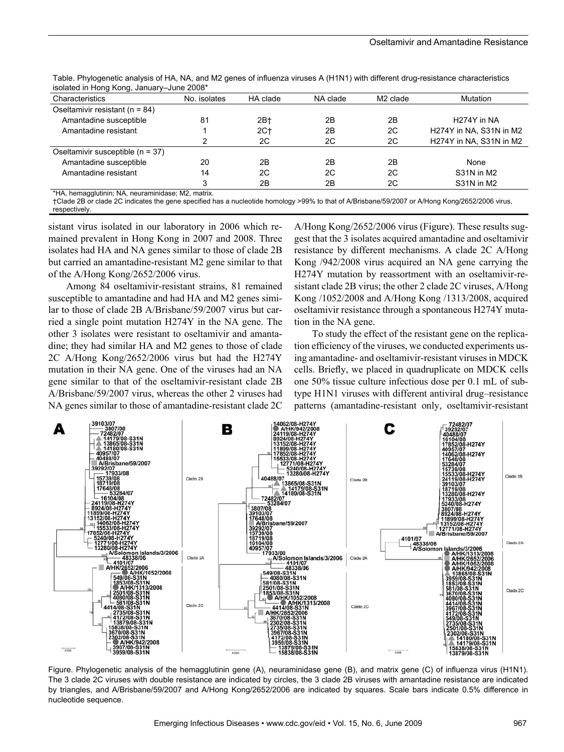Table. Phylogenetic analysis of HA, NA, and M2 genes of influenza viruses A (H1N1) with different drug-resistance characteristics isolated in Hong Kong, January–June 2008*

| Characteristics | No. isolates | HA clade | NA clade | M2 clade | Mutation |
|---|---|---|---|---|---|
| Oseltamivir resistant (n = 84) | | | | | |
| Amantadine susceptible | 81 | 2B† | 2B | 2B | H274Y in NA |
| Amantadine resistant | 1 | 2C† | 2B | 2C | H274Y in NA, S31N in M2 |
| | 2 | 2C | 2C | 2C | H274Y in NA, S31N in M2 |
| Oseltamivir susceptible (n = 37) | | | | | |
| Amantadine susceptible | 20 | 2B | 2B | 2B | None |
| Amantadine resistant | 14 | 2C | 2C | 2C | S31N in M2 |
| | 3 | 2B | 2B | 2C | S31N in M2 |

*HA, hemagglutinin; NA, neuraminidase; M2, matrix.
†Clade 2B or clade 2C indicates the gene specified has a nucleotide homology >99% to that of A/Brisbane/59/2007 or A/Hong Kong/2652/2006 virus, respectively.

sistant virus isolated in our laboratory in 2006 which remained prevalent in Hong Kong in 2007 and 2008. Three isolates had HA and NA genes similar to those of clade 2B but carried an amantadine-resistant M2 gene similar to that of the A/Hong Kong/2652/2006 virus.

Among 84 oseltamivir-resistant strains, 81 remained susceptible to amantadine and had HA and M2 genes similar to those of clade 2B A/Brisbane/59/2007 virus but carried a single point mutation H274Y in the NA gene. The other 3 isolates were resistant to oseltamivir and amantadine; they had similar HA and M2 genes to those of clade 2C A/Hong Kong/2652/2006 virus but had the H274Y mutation in their NA gene. One of the viruses had an NA gene similar to that of the oseltamivir-resistant clade 2B A/Brisbane/59/2007 virus, whereas the other 2 viruses had NA genes similar to those of amantadine-resistant clade 2C A/Hong Kong/2652/2006 virus (Figure). These results suggest that the 3 isolates acquired amantadine and oseltamivir resistance by different mechanisms. A clade 2C A/Hong Kong /942/2008 virus acquired an NA gene carrying the H274Y mutation by reassortment with an oseltamivir-resistant clade 2B virus; the other 2 clade 2C viruses, A/Hong Kong /1052/2008 and A/Hong Kong /1313/2008, acquired oseltamivir resistance through a spontaneous H274Y mutation in the NA gene.

To study the effect of the resistant gene on the replication efficiency of the viruses, we conducted experiments using amantadine- and oseltamivir-resistant viruses in MDCK cells. Briefly, we placed in quadruplicate on MDCK cells one 50% tissue culture infectious dose per 0.1 mL of subtype H1N1 viruses with different antiviral drug–resistance patterns (amantadine-resistant only, oseltamivir-resistant

Figure. Phylogenetic analysis of the hemagglutinin gene (A), neuraminidase gene (B), and matrix gene (C) of influenza virus (H1N1). The 3 clade 2C viruses with double resistance are indicated by circles, the 3 clade 2B viruses with amantadine resistance are indicated by triangles, and A/Brisbane/59/2007 and A/Hong Kong/2652/2006 are indicated by squares. Scale bars indicate 0.5% difference in nucleotide sequence.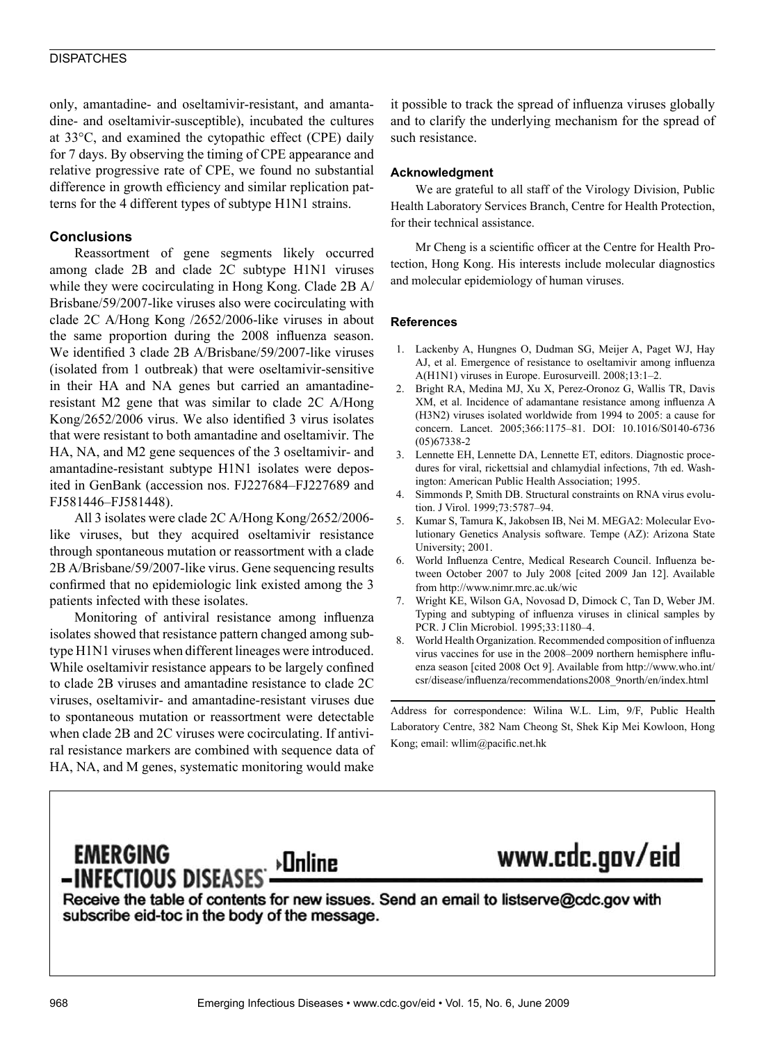only, amantadine- and oseltamivir-resistant, and amantadine- and oseltamivir-susceptible), incubated the cultures at 33°C, and examined the cytopathic effect (CPE) daily for 7 days. By observing the timing of CPE appearance and relative progressive rate of CPE, we found no substantial difference in growth efficiency and similar replication patterns for the 4 different types of subtype H1N1 strains.

### Conclusions

Reassortment of gene segments likely occurred among clade 2B and clade 2C subtype H1N1 viruses while they were cocirculating in Hong Kong. Clade 2B A/Brisbane/59/2007-like viruses also were cocirculating with clade 2C A/Hong Kong /2652/2006-like viruses in about the same proportion during the 2008 influenza season. We identified 3 clade 2B A/Brisbane/59/2007-like viruses (isolated from 1 outbreak) that were oseltamivir-sensitive in their HA and NA genes but carried an amantadine-resistant M2 gene that was similar to clade 2C A/Hong Kong/2652/2006 virus. We also identified 3 virus isolates that were resistant to both amantadine and oseltamivir. The HA, NA, and M2 gene sequences of the 3 oseltamivir- and amantadine-resistant subtype H1N1 isolates were deposited in GenBank (accession nos. FJ227684–FJ227689 and FJ581446–FJ581448).

All 3 isolates were clade 2C A/Hong Kong/2652/2006-like viruses, but they acquired oseltamivir resistance through spontaneous mutation or reassortment with a clade 2B A/Brisbane/59/2007-like virus. Gene sequencing results confirmed that no epidemiologic link existed among the 3 patients infected with these isolates.

Monitoring of antiviral resistance among influenza isolates showed that resistance pattern changed among subtype H1N1 viruses when different lineages were introduced. While oseltamivir resistance appears to be largely confined to clade 2B viruses and amantadine resistance to clade 2C viruses, oseltamivir- and amantadine-resistant viruses due to spontaneous mutation or reassortment were detectable when clade 2B and 2C viruses were cocirculating. If antiviral resistance markers are combined with sequence data of HA, NA, and M genes, systematic monitoring would make it possible to track the spread of influenza viruses globally and to clarify the underlying mechanism for the spread of such resistance.

### Acknowledgment

We are grateful to all staff of the Virology Division, Public Health Laboratory Services Branch, Centre for Health Protection, for their technical assistance.

Mr Cheng is a scientific officer at the Centre for Health Protection, Hong Kong. His interests include molecular diagnostics and molecular epidemiology of human viruses.

### References

1. Lackenby A, Hungnes O, Dudman SG, Meijer A, Paget WJ, Hay AJ, et al. Emergence of resistance to oseltamivir among influenza A(H1N1) viruses in Europe. Eurosurveill. 2008;13:1–2.
2. Bright RA, Medina MJ, Xu X, Perez-Oronoz G, Wallis TR, Davis XM, et al. Incidence of adamantane resistance among influenza A (H3N2) viruses isolated worldwide from 1994 to 2005: a cause for concern. Lancet. 2005;366:1175–81. DOI: 10.1016/S0140-6736(05)67338-2
3. Lennette EH, Lennette DA, Lennette ET, editors. Diagnostic procedures for viral, rickettsial and chlamydial infections, 7th ed. Washington: American Public Health Association; 1995.
4. Simmonds P, Smith DB. Structural constraints on RNA virus evolution. J Virol. 1999;73:5787–94.
5. Kumar S, Tamura K, Jakobsen IB, Nei M. MEGA2: Molecular Evolutionary Genetics Analysis software. Tempe (AZ): Arizona State University; 2001.
6. World Influenza Centre, Medical Research Council. Influenza between October 2007 to July 2008 [cited 2009 Jan 12]. Available from http://www.nimr.mrc.ac.uk/wic
7. Wright KE, Wilson GA, Novosad D, Dimock C, Tan D, Weber JM. Typing and subtyping of influenza viruses in clinical samples by PCR. J Clin Microbiol. 1995;33:1180–4.
8. World Health Organization. Recommended composition of influenza virus vaccines for use in the 2008–2009 northern hemisphere influenza season [cited 2008 Oct 9]. Available from http://www.who.int/csr/disease/influenza/recommendations2008_9north/en/index.html

Address for correspondence: Wilina W.L. Lim, 9/F, Public Health Laboratory Centre, 382 Nam Cheong St, Shek Kip Mei Kowloon, Hong Kong; email: wllim@pacific.net.hk

EMERGING INFECTIOUS DISEASES Online www.cdc.gov/eid

Receive the table of contents for new issues. Send an email to listserve@cdc.gov with subscribe eid-toc in the body of the message.